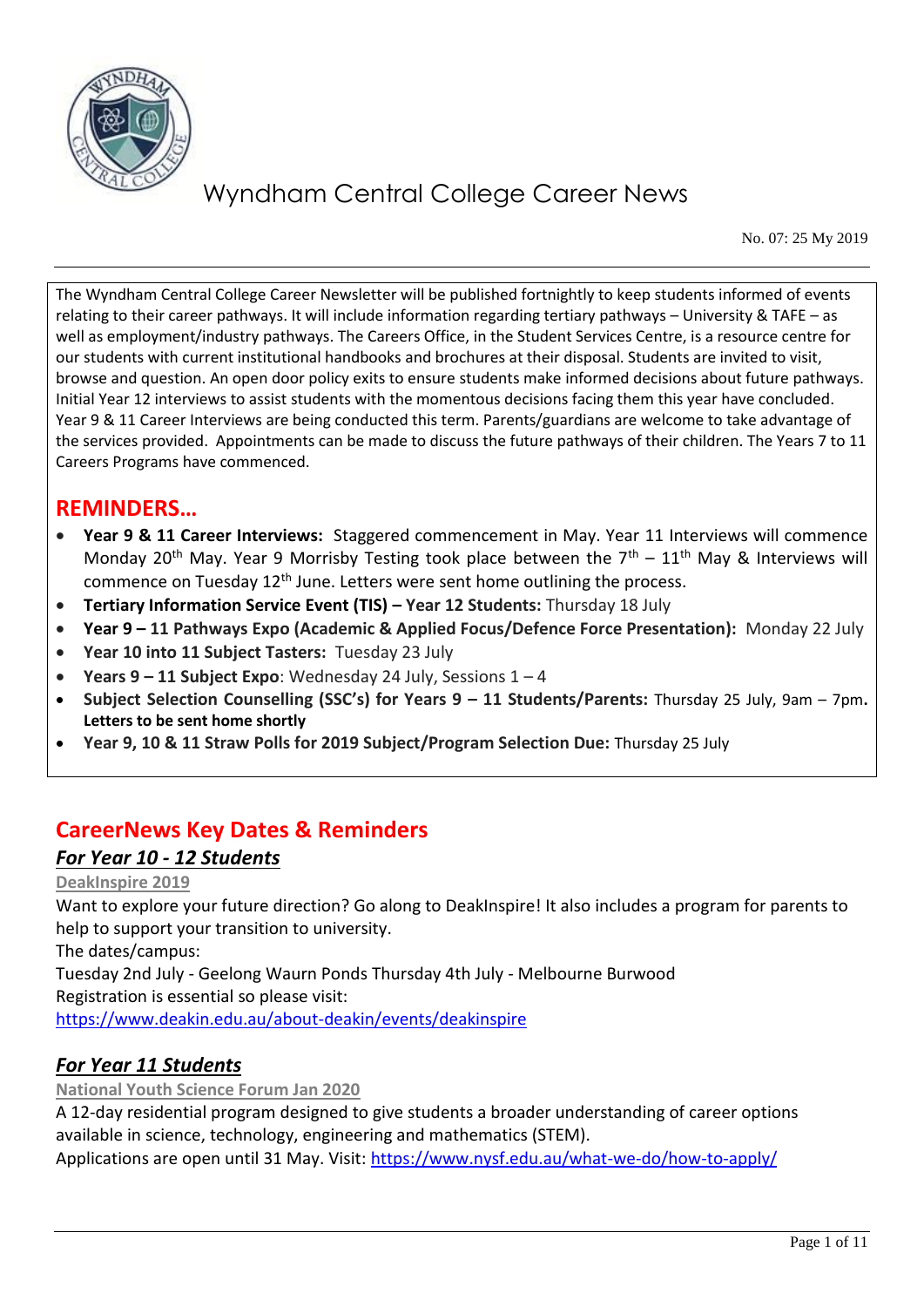# Wyndham Central College Career News

No. 07: 25 My 2019

The Wyndham Central College Career Newsletter will be published fortnightly to keep students informed of events relating to their career pathways. It will include information regarding tertiary pathways – University & TAFE – as well as employment/industry pathways. The Careers Office, in the Student Services Centre, is a resource centre for our students with current institutional handbooks and brochures at their disposal. Students are invited to visit, browse and question. An open door policy exits to ensure students make informed decisions about future pathways. Initial Year 12 interviews to assist students with the momentous decisions facing them this year have concluded. Year 9 & 11 Career Interviews are being conducted this term. Parents/guardians are welcome to take advantage of the services provided. Appointments can be made to discuss the future pathways of their children. The Years 7 to 11 Careers Programs have commenced.

## REMINDERS…

- **Year 9 & 11 Career Interviews:** Staggered commencement in May. Year 11 Interviews will commence Monday 20th May. Year 9 Morrisby Testing took place between the 7th – 11th May & Interviews will commence on Tuesday 12th June. Letters were sent home outlining the process.
- **Tertiary Information Service Event (TIS) – Year 12 Students:** Thursday 18 July
- **Year 9 – 11 Pathways Expo (Academic & Applied Focus/Defence Force Presentation):** Monday 22 July
- **Year 10 into 11 Subject Tasters:** Tuesday 23 July
- **Years 9 – 11 Subject Expo**: Wednesday 24 July, Sessions 1 – 4
- **Subject Selection Counselling (SSC's) for Years 9 – 11 Students/Parents:** Thursday 25 July, 9am – 7pm**. Letters to be sent home shortly**
- **Year 9, 10 & 11 Straw Polls for 2019 Subject/Program Selection Due:** Thursday 25 July

## CareerNews Key Dates & Reminders

### *For Year 10 - 12 Students*

**DeakInspire 2019**

Want to explore your future direction? Go along to DeakInspire! It also includes a program for parents to help to support your transition to university.

The dates/campus:

Tuesday 2nd July - Geelong Waurn Ponds Thursday 4th July - Melbourne Burwood

Registration is essential so please visit:

https://www.deakin.edu.au/about-deakin/events/deakinspire

### *For Year 11 Students*

**National Youth Science Forum Jan 2020**

A 12-day residential program designed to give students a broader understanding of career options available in science, technology, engineering and mathematics (STEM).

Applications are open until 31 May. Visit: https://www.nysf.edu.au/what-we-do/how-to-apply/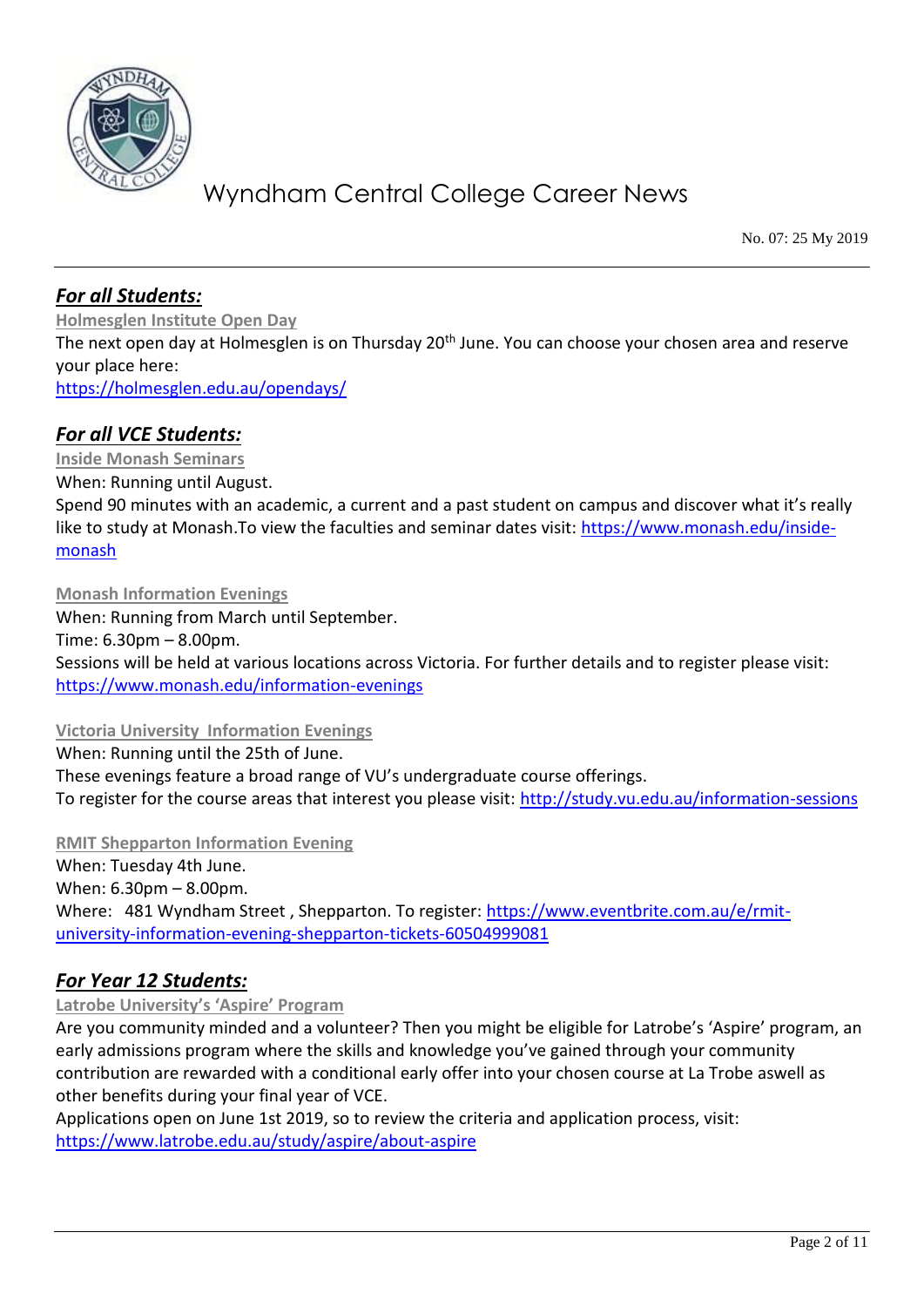# Wyndham Central College Career News

No. 07: 25 My 2019

## *For all Students:*

**Holmesglen Institute Open Day**

The next open day at Holmesglen is on Thursday 20th June. You can choose your chosen area and reserve your place here:
https://holmesglen.edu.au/opendays/

## *For all VCE Students:*

**Inside Monash Seminars**

When: Running until August.
Spend 90 minutes with an academic, a current and a past student on campus and discover what it's really like to study at Monash.To view the faculties and seminar dates visit: https://www.monash.edu/inside-monash

**Monash Information Evenings**

When: Running from March until September.
Time: 6.30pm – 8.00pm.
Sessions will be held at various locations across Victoria. For further details and to register please visit:
https://www.monash.edu/information-evenings

**Victoria University Information Evenings**

When: Running until the 25th of June.
These evenings feature a broad range of VU's undergraduate course offerings.
To register for the course areas that interest you please visit: http://study.vu.edu.au/information-sessions

**RMIT Shepparton Information Evening**

When: Tuesday 4th June.
When: 6.30pm – 8.00pm.
Where: 481 Wyndham Street , Shepparton. To register: https://www.eventbrite.com.au/e/rmit-university-information-evening-shepparton-tickets-60504999081

## *For Year 12 Students:*

**Latrobe University's 'Aspire' Program**

Are you community minded and a volunteer? Then you might be eligible for Latrobe's 'Aspire' program, an early admissions program where the skills and knowledge you've gained through your community contribution are rewarded with a conditional early offer into your chosen course at La Trobe aswell as other benefits during your final year of VCE.
Applications open on June 1st 2019, so to review the criteria and application process, visit:
https://www.latrobe.edu.au/study/aspire/about-aspire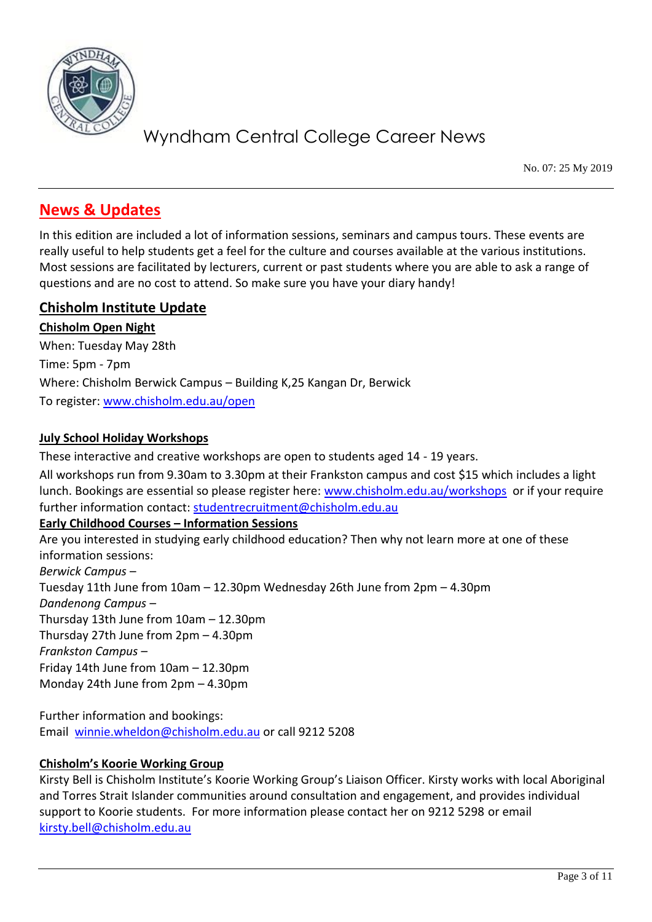## News & Updates

In this edition are included a lot of information sessions, seminars and campus tours. These events are really useful to help students get a feel for the culture and courses available at the various institutions. Most sessions are facilitated by lecturers, current or past students where you are able to ask a range of questions and are no cost to attend. So make sure you have your diary handy!

### Chisholm Institute Update

**Chisholm Open Night**

When: Tuesday May 28th

Time: 5pm - 7pm

Where: Chisholm Berwick Campus – Building K,25 Kangan Dr, Berwick

To register: www.chisholm.edu.au/open

**July School Holiday Workshops**

These interactive and creative workshops are open to students aged 14 - 19 years.

All workshops run from 9.30am to 3.30pm at their Frankston campus and cost $15 which includes a light lunch. Bookings are essential so please register here: www.chisholm.edu.au/workshops or if your require further information contact: studentrecruitment@chisholm.edu.au

**Early Childhood Courses – Information Sessions**

Are you interested in studying early childhood education? Then why not learn more at one of these information sessions:

*Berwick Campus –*
Tuesday 11th June from 10am – 12.30pm Wednesday 26th June from 2pm – 4.30pm

*Dandenong Campus –*
Thursday 13th June from 10am – 12.30pm
Thursday 27th June from 2pm – 4.30pm

*Frankston Campus –*
Friday 14th June from 10am – 12.30pm
Monday 24th June from 2pm – 4.30pm

Further information and bookings:
Email winnie.wheldon@chisholm.edu.au or call 9212 5208

**Chisholm's Koorie Working Group**

Kirsty Bell is Chisholm Institute's Koorie Working Group's Liaison Officer. Kirsty works with local Aboriginal and Torres Strait Islander communities around consultation and engagement, and provides individual support to Koorie students. For more information please contact her on 9212 5298 or email kirsty.bell@chisholm.edu.au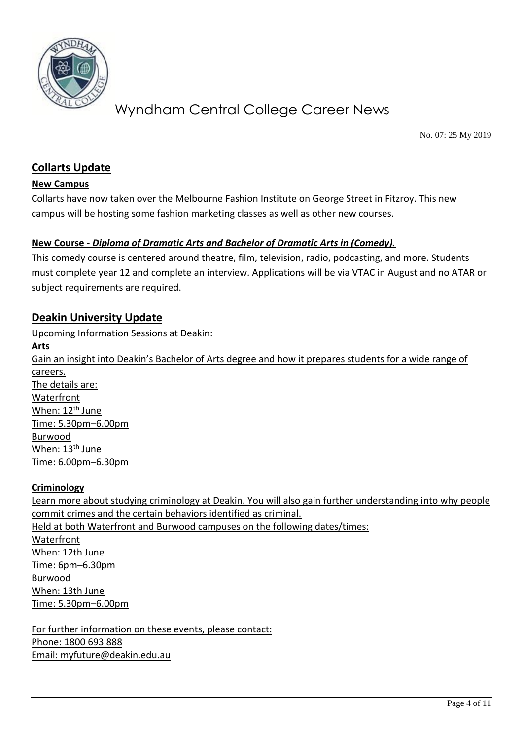## Collarts Update

### New Campus

Collarts have now taken over the Melbourne Fashion Institute on George Street in Fitzroy. This new campus will be hosting some fashion marketing classes as well as other new courses.

### New Course - *Diploma of Dramatic Arts and Bachelor of Dramatic Arts in (Comedy).*

This comedy course is centered around theatre, film, television, radio, podcasting, and more. Students must complete year 12 and complete an interview. Applications will be via VTAC in August and no ATAR or subject requirements are required.

## Deakin University Update

Upcoming Information Sessions at Deakin:

**Arts**

Gain an insight into Deakin's Bachelor of Arts degree and how it prepares students for a wide range of careers.

The details are:

Waterfront
When: 12th June
Time: 5.30pm–6.00pm

Burwood
When: 13th June
Time: 6.00pm–6.30pm

**Criminology**

Learn more about studying criminology at Deakin. You will also gain further understanding into why people commit crimes and the certain behaviors identified as criminal.

Held at both Waterfront and Burwood campuses on the following dates/times:

Waterfront
When: 12th June
Time: 6pm–6.30pm

Burwood
When: 13th June
Time: 5.30pm–6.00pm

For further information on these events, please contact:
Phone: 1800 693 888
Email: myfuture@deakin.edu.au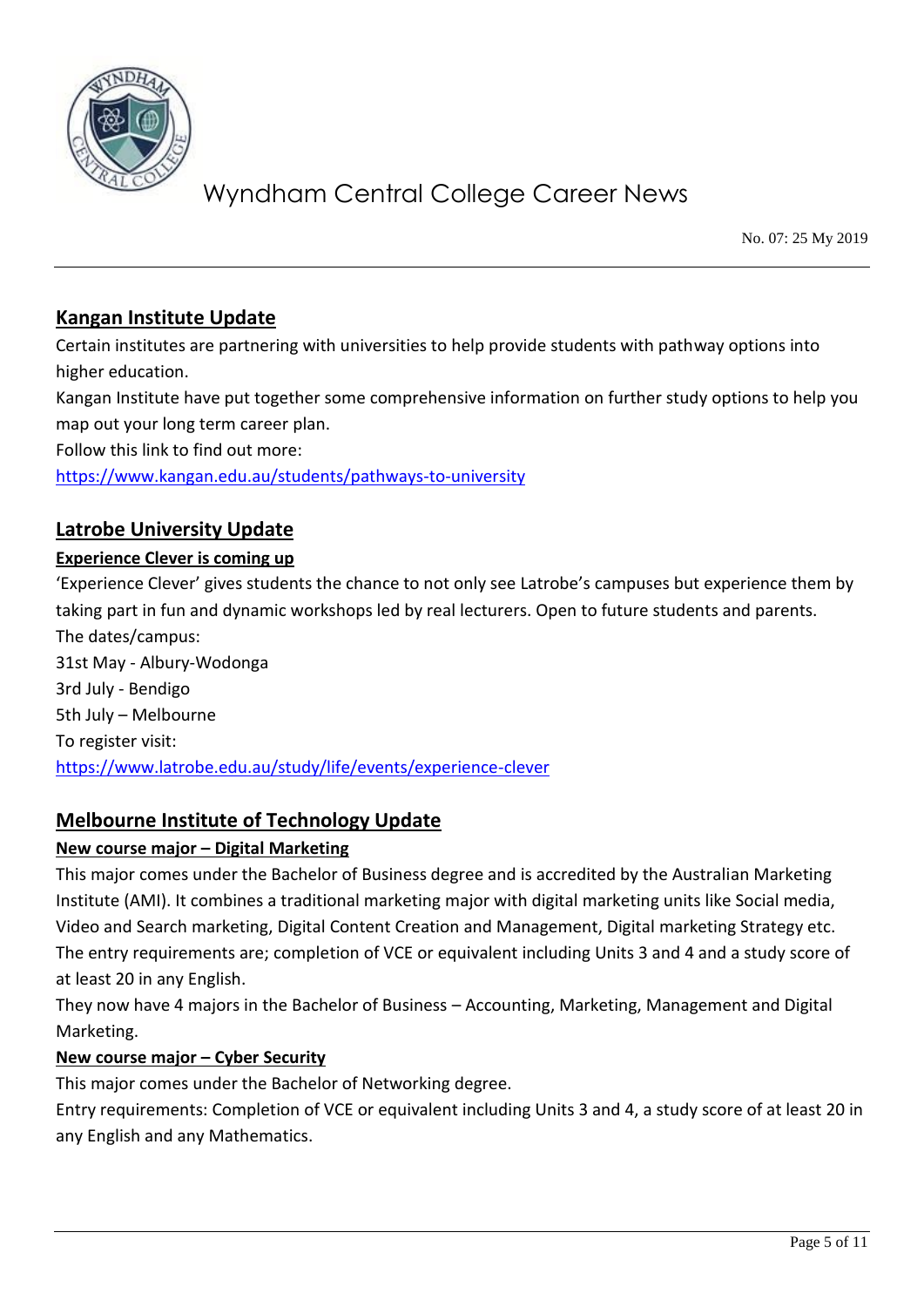## Kangan Institute Update

Certain institutes are partnering with universities to help provide students with pathway options into higher education.

Kangan Institute have put together some comprehensive information on further study options to help you map out your long term career plan.

Follow this link to find out more:

https://www.kangan.edu.au/students/pathways-to-university

## Latrobe University Update

### Experience Clever is coming up

'Experience Clever' gives students the chance to not only see Latrobe's campuses but experience them by taking part in fun and dynamic workshops led by real lecturers. Open to future students and parents.

The dates/campus:

31st May - Albury-Wodonga

3rd July - Bendigo

5th July – Melbourne

To register visit:

https://www.latrobe.edu.au/study/life/events/experience-clever

## Melbourne Institute of Technology Update

### New course major – Digital Marketing

This major comes under the Bachelor of Business degree and is accredited by the Australian Marketing Institute (AMI). It combines a traditional marketing major with digital marketing units like Social media, Video and Search marketing, Digital Content Creation and Management, Digital marketing Strategy etc.

The entry requirements are; completion of VCE or equivalent including Units 3 and 4 and a study score of at least 20 in any English.

They now have 4 majors in the Bachelor of Business – Accounting, Marketing, Management and Digital Marketing.

### New course major – Cyber Security

This major comes under the Bachelor of Networking degree.

Entry requirements: Completion of VCE or equivalent including Units 3 and 4, a study score of at least 20 in any English and any Mathematics.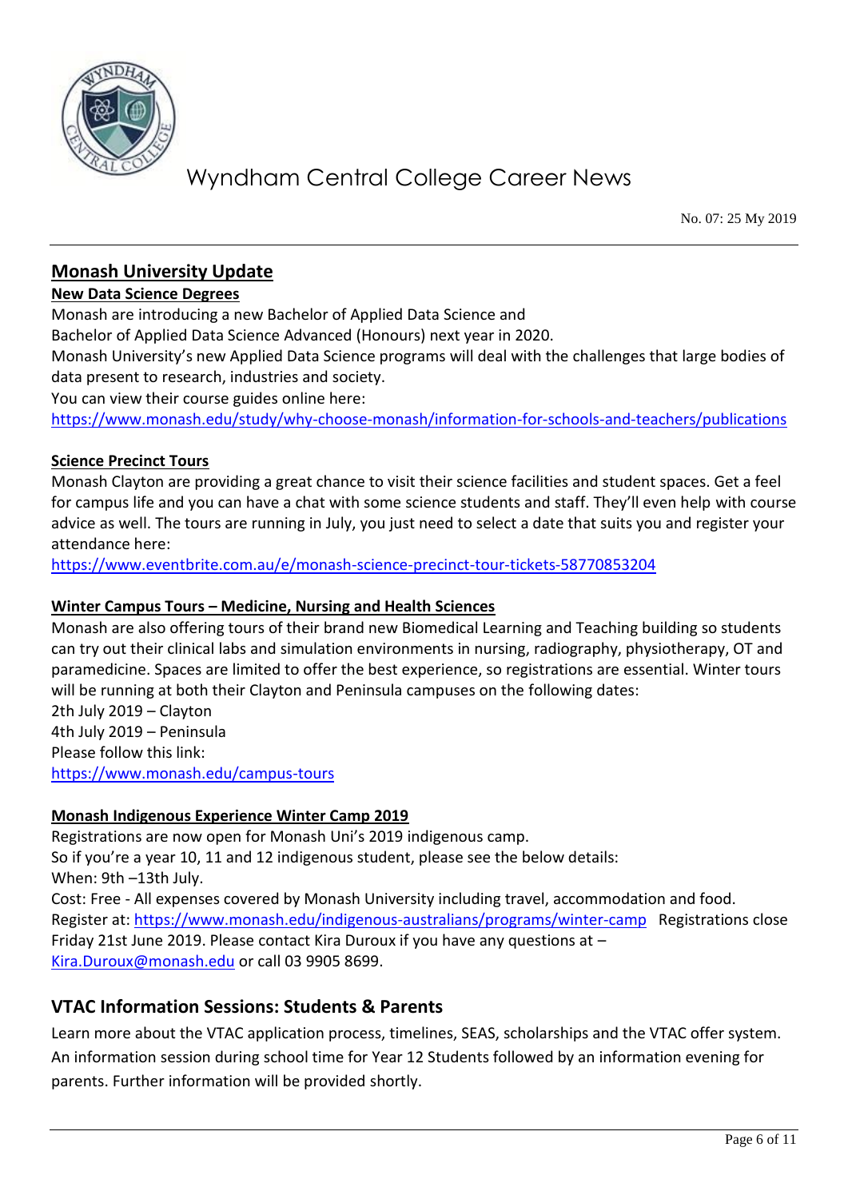## Monash University Update

### New Data Science Degrees

Monash are introducing a new Bachelor of Applied Data Science and
Bachelor of Applied Data Science Advanced (Honours) next year in 2020.
Monash University's new Applied Data Science programs will deal with the challenges that large bodies of data present to research, industries and society.
You can view their course guides online here:
https://www.monash.edu/study/why-choose-monash/information-for-schools-and-teachers/publications

### Science Precinct Tours

Monash Clayton are providing a great chance to visit their science facilities and student spaces. Get a feel for campus life and you can have a chat with some science students and staff. They'll even help with course advice as well. The tours are running in July, you just need to select a date that suits you and register your attendance here:
https://www.eventbrite.com.au/e/monash-science-precinct-tour-tickets-58770853204

### Winter Campus Tours – Medicine, Nursing and Health Sciences

Monash are also offering tours of their brand new Biomedical Learning and Teaching building so students can try out their clinical labs and simulation environments in nursing, radiography, physiotherapy, OT and paramedicine. Spaces are limited to offer the best experience, so registrations are essential. Winter tours will be running at both their Clayton and Peninsula campuses on the following dates:
2th July 2019 – Clayton
4th July 2019 – Peninsula
Please follow this link:
https://www.monash.edu/campus-tours

### Monash Indigenous Experience Winter Camp 2019

Registrations are now open for Monash Uni's 2019 indigenous camp.
So if you're a year 10, 11 and 12 indigenous student, please see the below details:
When: 9th –13th July.
Cost: Free - All expenses covered by Monash University including travel, accommodation and food.
Register at: https://www.monash.edu/indigenous-australians/programs/winter-camp Registrations close Friday 21st June 2019. Please contact Kira Duroux if you have any questions at – Kira.Duroux@monash.edu or call 03 9905 8699.

## VTAC Information Sessions: Students & Parents

Learn more about the VTAC application process, timelines, SEAS, scholarships and the VTAC offer system. An information session during school time for Year 12 Students followed by an information evening for parents. Further information will be provided shortly.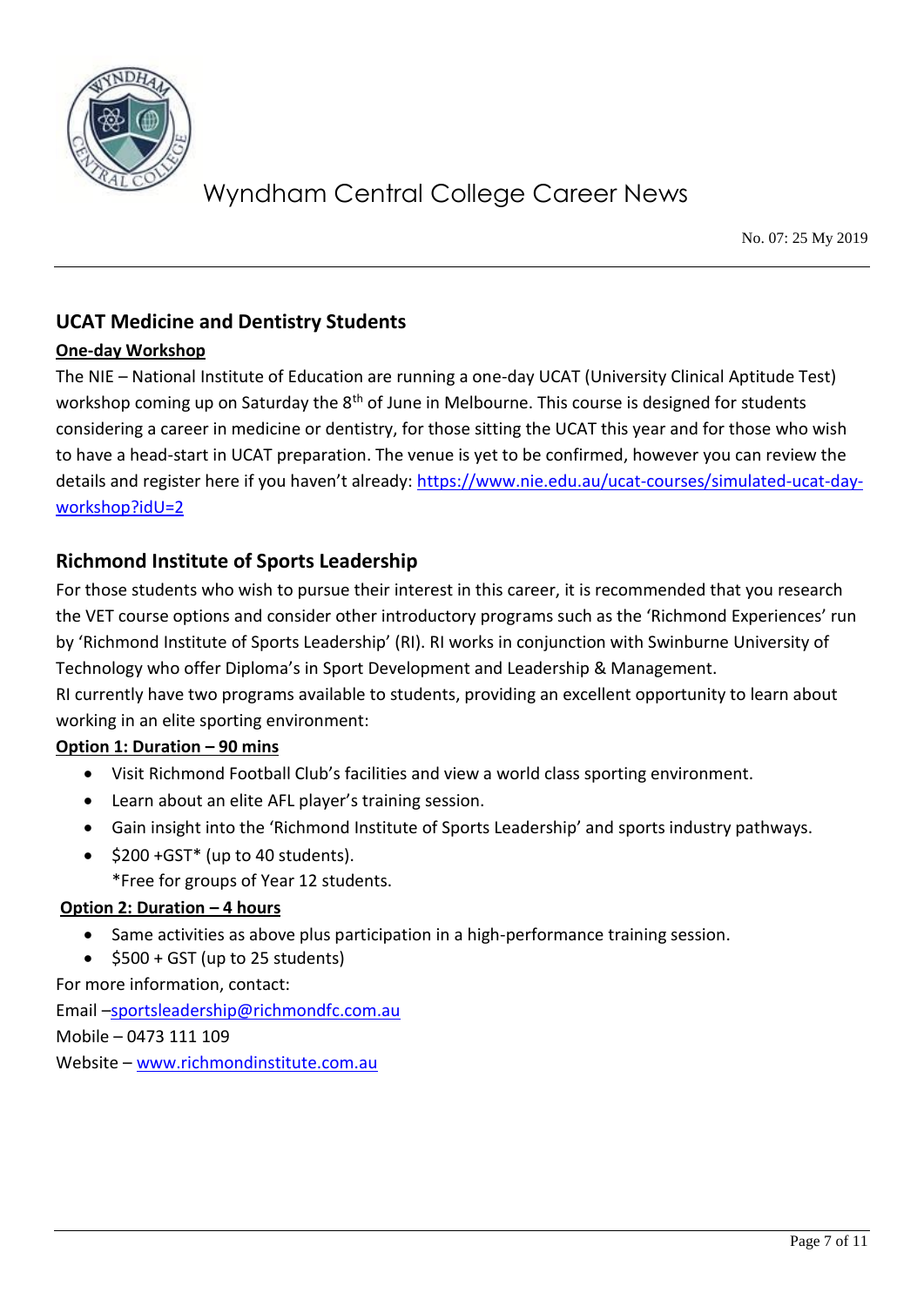## UCAT Medicine and Dentistry Students

**One-day Workshop**

The NIE – National Institute of Education are running a one-day UCAT (University Clinical Aptitude Test) workshop coming up on Saturday the 8th of June in Melbourne. This course is designed for students considering a career in medicine or dentistry, for those sitting the UCAT this year and for those who wish to have a head-start in UCAT preparation. The venue is yet to be confirmed, however you can review the details and register here if you haven't already: https://www.nie.edu.au/ucat-courses/simulated-ucat-day-workshop?idU=2

## Richmond Institute of Sports Leadership

For those students who wish to pursue their interest in this career, it is recommended that you research the VET course options and consider other introductory programs such as the 'Richmond Experiences' run by 'Richmond Institute of Sports Leadership' (RI). RI works in conjunction with Swinburne University of Technology who offer Diploma's in Sport Development and Leadership & Management.

RI currently have two programs available to students, providing an excellent opportunity to learn about working in an elite sporting environment:

**Option 1: Duration – 90 mins**

- Visit Richmond Football Club's facilities and view a world class sporting environment.
- Learn about an elite AFL player's training session.
- Gain insight into the 'Richmond Institute of Sports Leadership' and sports industry pathways.
- $200 +GST* (up to 40 students).
  *Free for groups of Year 12 students.

**Option 2: Duration – 4 hours**

- Same activities as above plus participation in a high-performance training session.
- $500 + GST (up to 25 students)

For more information, contact:

Email –sportsleadership@richmondfc.com.au

Mobile – 0473 111 109

Website – www.richmondinstitute.com.au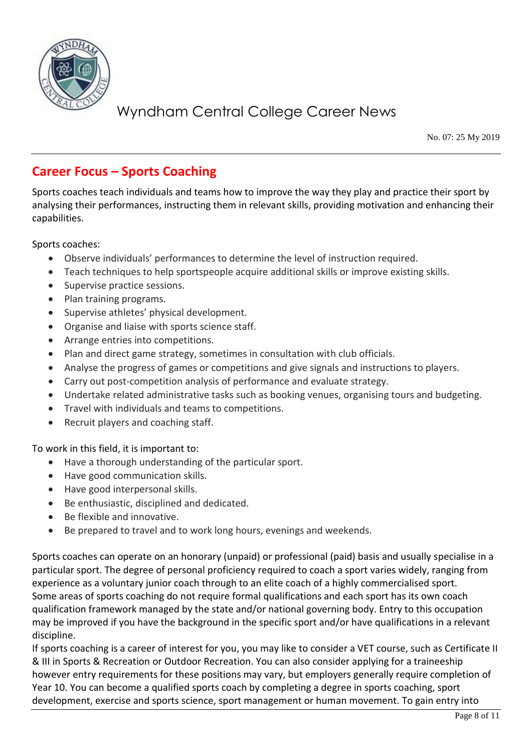## Career Focus – Sports Coaching

Sports coaches teach individuals and teams how to improve the way they play and practice their sport by analysing their performances, instructing them in relevant skills, providing motivation and enhancing their capabilities.

Sports coaches:

- Observe individuals' performances to determine the level of instruction required.
- Teach techniques to help sportspeople acquire additional skills or improve existing skills.
- Supervise practice sessions.
- Plan training programs.
- Supervise athletes' physical development.
- Organise and liaise with sports science staff.
- Arrange entries into competitions.
- Plan and direct game strategy, sometimes in consultation with club officials.
- Analyse the progress of games or competitions and give signals and instructions to players.
- Carry out post-competition analysis of performance and evaluate strategy.
- Undertake related administrative tasks such as booking venues, organising tours and budgeting.
- Travel with individuals and teams to competitions.
- Recruit players and coaching staff.

To work in this field, it is important to:

- Have a thorough understanding of the particular sport.
- Have good communication skills.
- Have good interpersonal skills.
- Be enthusiastic, disciplined and dedicated.
- Be flexible and innovative.
- Be prepared to travel and to work long hours, evenings and weekends.

Sports coaches can operate on an honorary (unpaid) or professional (paid) basis and usually specialise in a particular sport. The degree of personal proficiency required to coach a sport varies widely, ranging from experience as a voluntary junior coach through to an elite coach of a highly commercialised sport.
Some areas of sports coaching do not require formal qualifications and each sport has its own coach qualification framework managed by the state and/or national governing body. Entry to this occupation may be improved if you have the background in the specific sport and/or have qualifications in a relevant discipline.
If sports coaching is a career of interest for you, you may like to consider a VET course, such as Certificate II & III in Sports & Recreation or Outdoor Recreation. You can also consider applying for a traineeship however entry requirements for these positions may vary, but employers generally require completion of Year 10. You can become a qualified sports coach by completing a degree in sports coaching, sport development, exercise and sports science, sport management or human movement. To gain entry into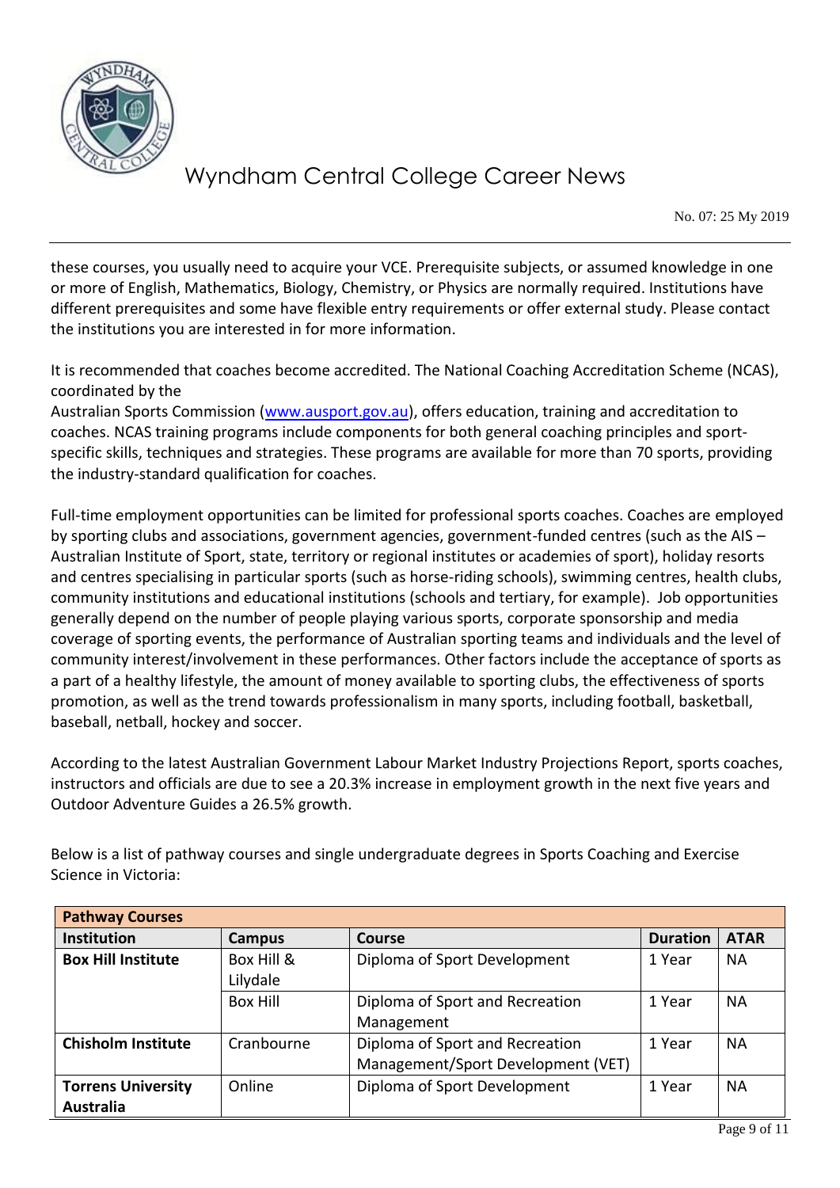these courses, you usually need to acquire your VCE. Prerequisite subjects, or assumed knowledge in one or more of English, Mathematics, Biology, Chemistry, or Physics are normally required. Institutions have different prerequisites and some have flexible entry requirements or offer external study. Please contact the institutions you are interested in for more information.

It is recommended that coaches become accredited. The National Coaching Accreditation Scheme (NCAS), coordinated by the
Australian Sports Commission (www.ausport.gov.au), offers education, training and accreditation to coaches. NCAS training programs include components for both general coaching principles and sport-specific skills, techniques and strategies. These programs are available for more than 70 sports, providing the industry-standard qualification for coaches.

Full-time employment opportunities can be limited for professional sports coaches. Coaches are employed by sporting clubs and associations, government agencies, government-funded centres (such as the AIS – Australian Institute of Sport, state, territory or regional institutes or academies of sport), holiday resorts and centres specialising in particular sports (such as horse-riding schools), swimming centres, health clubs, community institutions and educational institutions (schools and tertiary, for example). Job opportunities generally depend on the number of people playing various sports, corporate sponsorship and media coverage of sporting events, the performance of Australian sporting teams and individuals and the level of community interest/involvement in these performances. Other factors include the acceptance of sports as a part of a healthy lifestyle, the amount of money available to sporting clubs, the effectiveness of sports promotion, as well as the trend towards professionalism in many sports, including football, basketball, baseball, netball, hockey and soccer.

According to the latest Australian Government Labour Market Industry Projections Report, sports coaches, instructors and officials are due to see a 20.3% increase in employment growth in the next five years and Outdoor Adventure Guides a 26.5% growth.

Below is a list of pathway courses and single undergraduate degrees in Sports Coaching and Exercise Science in Victoria:

| **Pathway Courses** | | | | |
|---|---|---|---|---|
| **Institution** | **Campus** | **Course** | **Duration** | **ATAR** |
| **Box Hill Institute** | Box Hill & Lilydale | Diploma of Sport Development | 1 Year | NA |
| | Box Hill | Diploma of Sport and Recreation Management | 1 Year | NA |
| **Chisholm Institute** | Cranbourne | Diploma of Sport and Recreation Management/Sport Development (VET) | 1 Year | NA |
| **Torrens University Australia** | Online | Diploma of Sport Development | 1 Year | NA |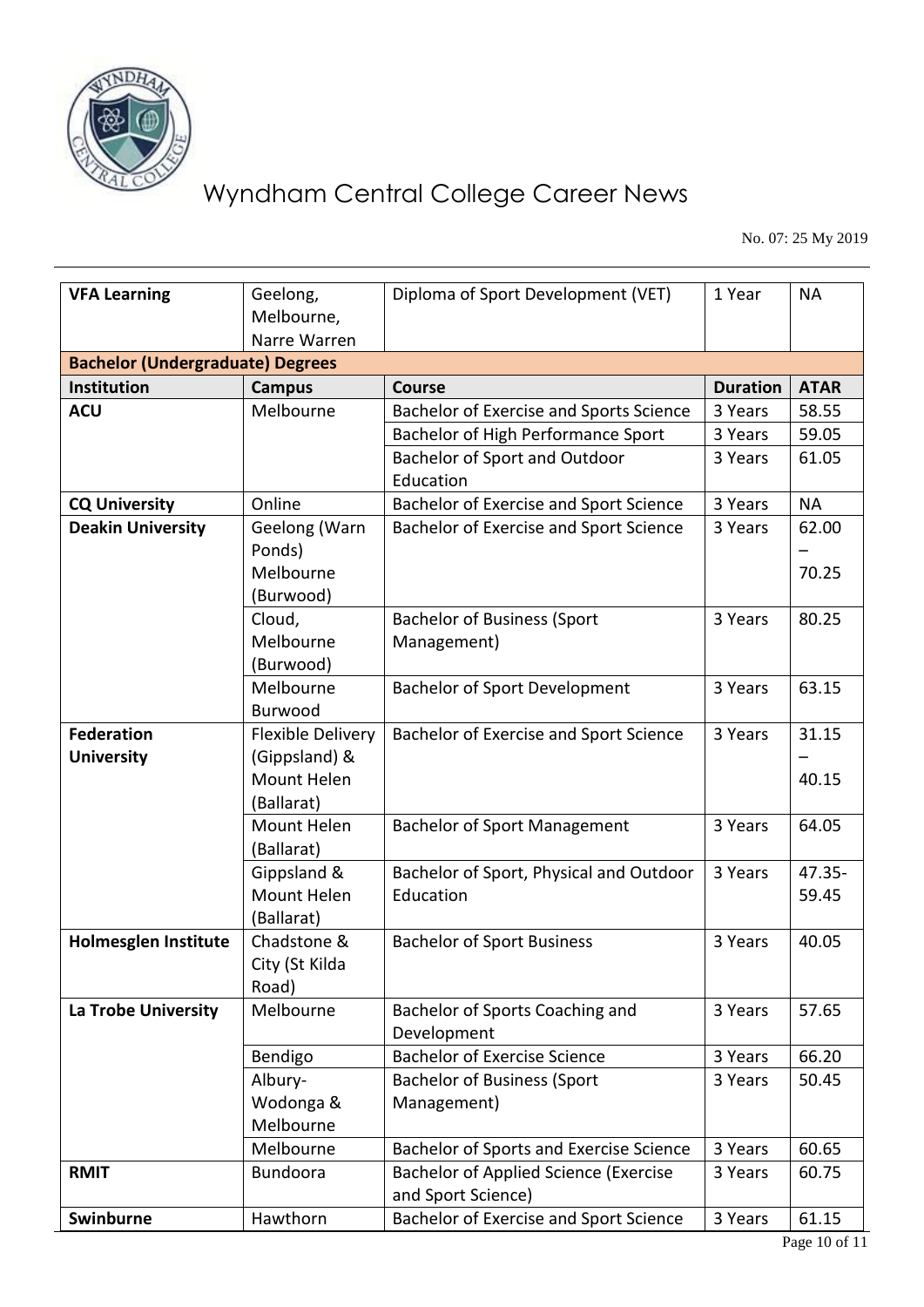| VFA Learning | Geelong, Melbourne, Narre Warren | Diploma of Sport Development (VET) | 1 Year | NA |
|---|---|---|---|---|
| **Bachelor (Undergraduate) Degrees** | | | | |
| **Institution** | **Campus** | **Course** | **Duration** | **ATAR** |
| **ACU** | Melbourne | Bachelor of Exercise and Sports Science | 3 Years | 58.55 |
| | | Bachelor of High Performance Sport | 3 Years | 59.05 |
| | | Bachelor of Sport and Outdoor Education | 3 Years | 61.05 |
| **CQ University** | Online | Bachelor of Exercise and Sport Science | 3 Years | NA |
| **Deakin University** | Geelong (Warn Ponds) Melbourne (Burwood) | Bachelor of Exercise and Sport Science | 3 Years | 62.00 – 70.25 |
| | Cloud, Melbourne (Burwood) | Bachelor of Business (Sport Management) | 3 Years | 80.25 |
| | Melbourne Burwood | Bachelor of Sport Development | 3 Years | 63.15 |
| **Federation University** | Flexible Delivery (Gippsland) & Mount Helen (Ballarat) | Bachelor of Exercise and Sport Science | 3 Years | 31.15 – 40.15 |
| | Mount Helen (Ballarat) | Bachelor of Sport Management | 3 Years | 64.05 |
| | Gippsland & Mount Helen (Ballarat) | Bachelor of Sport, Physical and Outdoor Education | 3 Years | 47.35-59.45 |
| **Holmesglen Institute** | Chadstone & City (St Kilda Road) | Bachelor of Sport Business | 3 Years | 40.05 |
| **La Trobe University** | Melbourne | Bachelor of Sports Coaching and Development | 3 Years | 57.65 |
| | Bendigo | Bachelor of Exercise Science | 3 Years | 66.20 |
| | Albury-Wodonga & Melbourne | Bachelor of Business (Sport Management) | 3 Years | 50.45 |
| | Melbourne | Bachelor of Sports and Exercise Science | 3 Years | 60.65 |
| **RMIT** | Bundoora | Bachelor of Applied Science (Exercise and Sport Science) | 3 Years | 60.75 |
| **Swinburne** | Hawthorn | Bachelor of Exercise and Sport Science | 3 Years | 61.15 |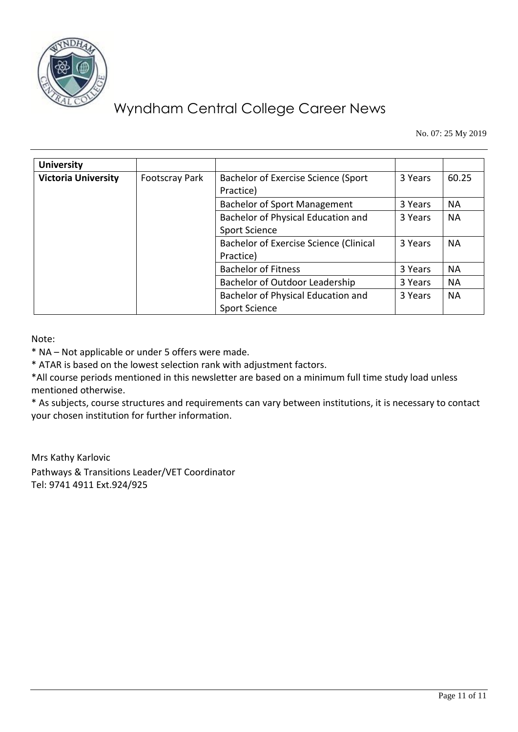| University | | | | |
|---|---|---|---|---|
| **Victoria University** | Footscray Park | Bachelor of Exercise Science (Sport Practice) | 3 Years | 60.25 |
| | | Bachelor of Sport Management | 3 Years | NA |
| | | Bachelor of Physical Education and Sport Science | 3 Years | NA |
| | | Bachelor of Exercise Science (Clinical Practice) | 3 Years | NA |
| | | Bachelor of Fitness | 3 Years | NA |
| | | Bachelor of Outdoor Leadership | 3 Years | NA |
| | | Bachelor of Physical Education and Sport Science | 3 Years | NA |

Note:

* NA – Not applicable or under 5 offers were made.
* ATAR is based on the lowest selection rank with adjustment factors.
*All course periods mentioned in this newsletter are based on a minimum full time study load unless mentioned otherwise.
* As subjects, course structures and requirements can vary between institutions, it is necessary to contact your chosen institution for further information.

Mrs Kathy Karlovic
Pathways & Transitions Leader/VET Coordinator
Tel: 9741 4911 Ext.924/925